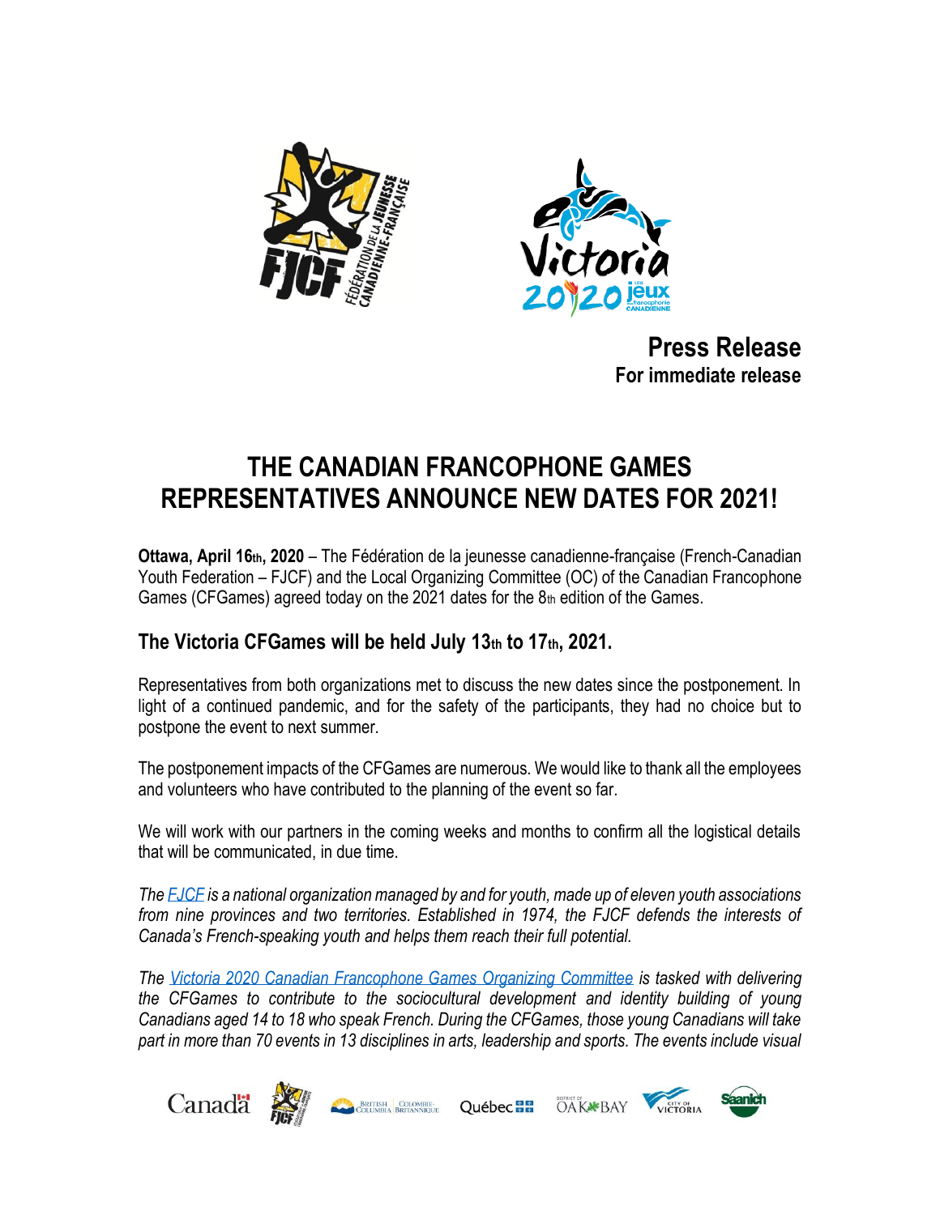**Press Release**
**For immediate release**

# THE CANADIAN FRANCOPHONE GAMES REPRESENTATIVES ANNOUNCE NEW DATES FOR 2021!

**Ottawa, April 16th, 2020** – The Fédération de la jeunesse canadienne-française (French-Canadian Youth Federation – FJCF) and the Local Organizing Committee (OC) of the Canadian Francophone Games (CFGames) agreed today on the 2021 dates for the 8th edition of the Games.

## The Victoria CFGames will be held July 13th to 17th, 2021.

Representatives from both organizations met to discuss the new dates since the postponement. In light of a continued pandemic, and for the safety of the participants, they had no choice but to postpone the event to next summer.

The postponement impacts of the CFGames are numerous. We would like to thank all the employees and volunteers who have contributed to the planning of the event so far.

We will work with our partners in the coming weeks and months to confirm all the logistical details that will be communicated, in due time.

*The FJCF is a national organization managed by and for youth, made up of eleven youth associations from nine provinces and two territories. Established in 1974, the FJCF defends the interests of Canada's French-speaking youth and helps them reach their full potential.*

*The Victoria 2020 Canadian Francophone Games Organizing Committee is tasked with delivering the CFGames to contribute to the sociocultural development and identity building of young Canadians aged 14 to 18 who speak French. During the CFGames, those young Canadians will take part in more than 70 events in 13 disciplines in arts, leadership and sports. The events include visual*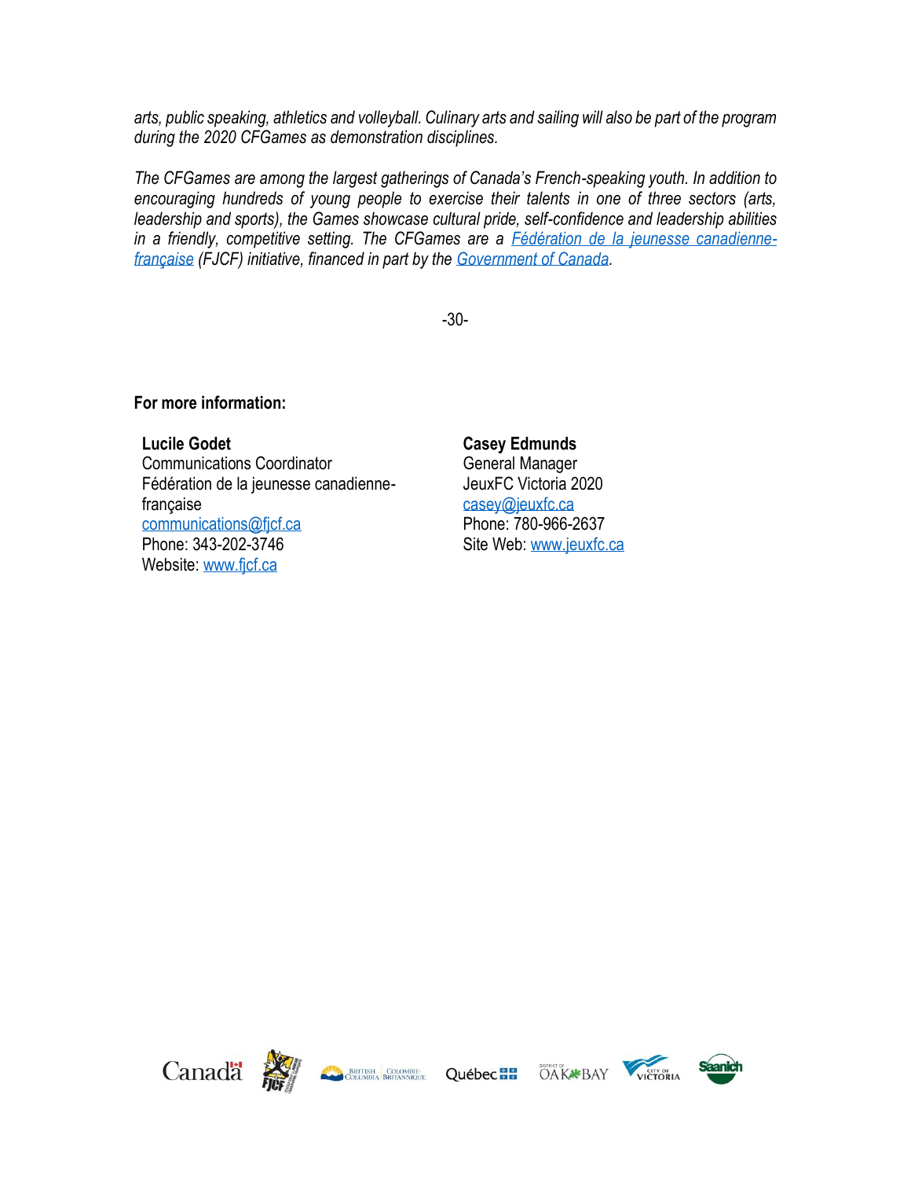*arts, public speaking, athletics and volleyball. Culinary arts and sailing will also be part of the program during the 2020 CFGames as demonstration disciplines.*

*The CFGames are among the largest gatherings of Canada's French-speaking youth. In addition to encouraging hundreds of young people to exercise their talents in one of three sectors (arts, leadership and sports), the Games showcase cultural pride, self-confidence and leadership abilities in a friendly, competitive setting. The CFGames are a [Fédération de la jeunesse canadienne-française]() (FJCF) initiative, financed in part by the [Government of Canada]().*

-30-

**For more information:**

**Lucile Godet**
Communications Coordinator
Fédération de la jeunesse canadienne-française
communications@fjcf.ca
Phone: 343-202-3746
Website: www.fjcf.ca

**Casey Edmunds**
General Manager
JeuxFC Victoria 2020
casey@jeuxfc.ca
Phone: 780-966-2637
Site Web: www.jeuxfc.ca